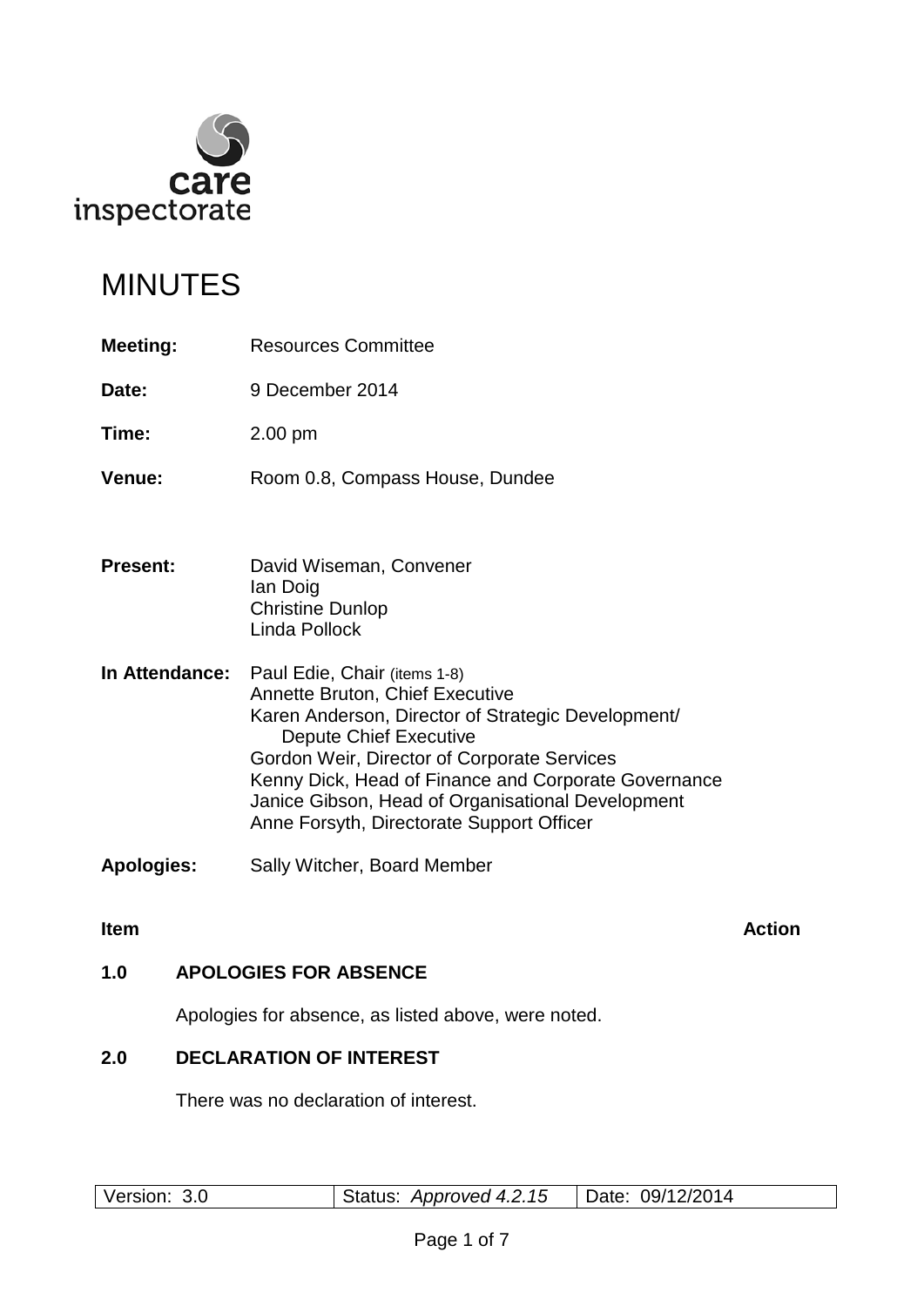care inspectorate

# MINUTES

**Meeting:** Resources Committee

**Date:** 9 December 2014

**Time:** 2.00 pm

**Venue:** Room 0.8, Compass House, Dundee

**Present:** David Wiseman, Convener
Ian Doig
Christine Dunlop
Linda Pollock

**In Attendance:** Paul Edie, Chair (items 1-8)
Annette Bruton, Chief Executive
Karen Anderson, Director of Strategic Development/ Depute Chief Executive
Gordon Weir, Director of Corporate Services
Kenny Dick, Head of Finance and Corporate Governance
Janice Gibson, Head of Organisational Development
Anne Forsyth, Directorate Support Officer

**Apologies:** Sally Witcher, Board Member

**Item** **Action**

## 1.0 APOLOGIES FOR ABSENCE

Apologies for absence, as listed above, were noted.

## 2.0 DECLARATION OF INTEREST

There was no declaration of interest.

| Version: 3.0 | Status: *Approved 4.2.15* | Date: 09/12/2014 |
|---|---|---|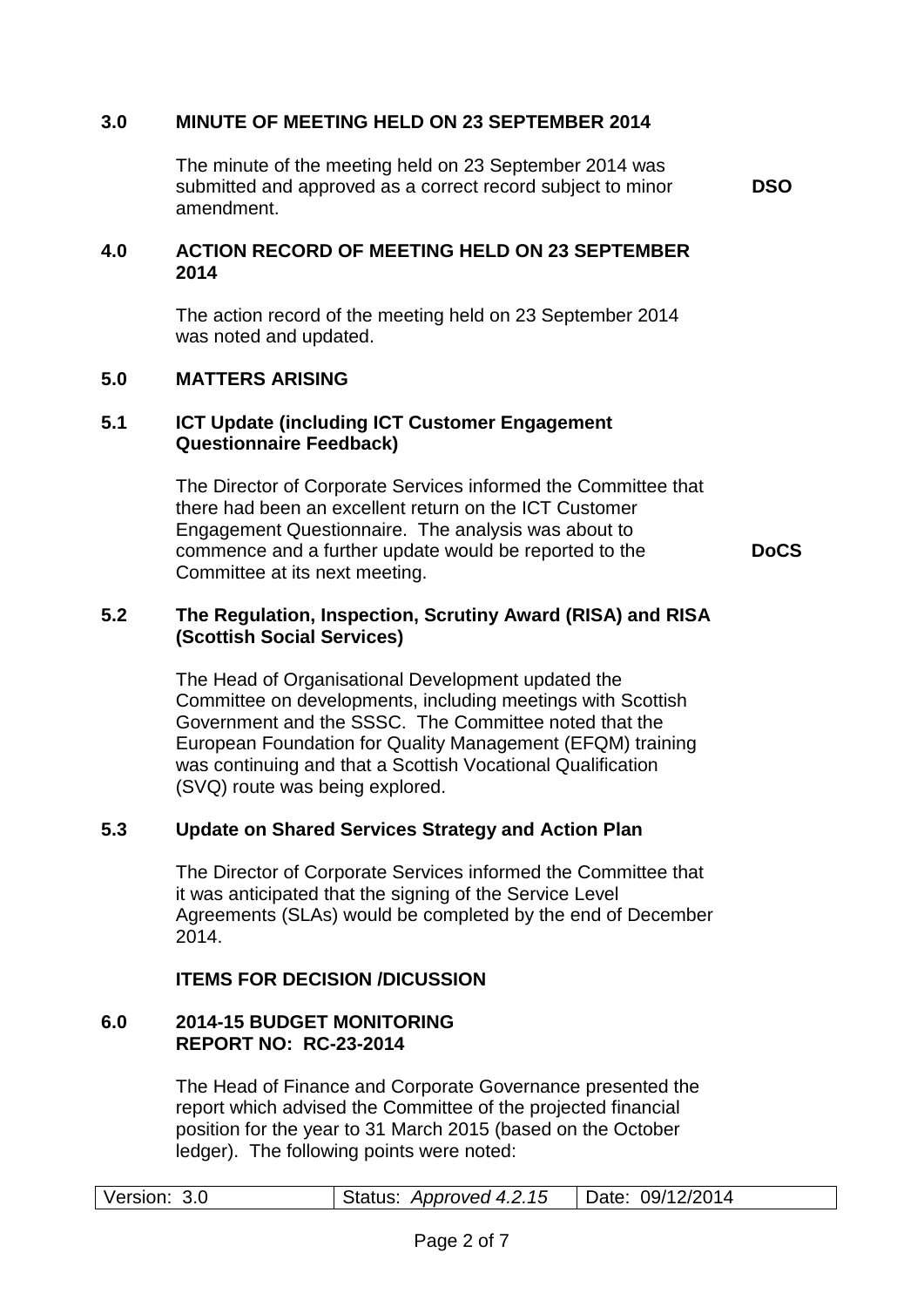## 3.0 MINUTE OF MEETING HELD ON 23 SEPTEMBER 2014

The minute of the meeting held on 23 September 2014 was submitted and approved as a correct record subject to minor amendment. **DSO**

## 4.0 ACTION RECORD OF MEETING HELD ON 23 SEPTEMBER 2014

The action record of the meeting held on 23 September 2014 was noted and updated.

## 5.0 MATTERS ARISING

### 5.1 ICT Update (including ICT Customer Engagement Questionnaire Feedback)

The Director of Corporate Services informed the Committee that there had been an excellent return on the ICT Customer Engagement Questionnaire. The analysis was about to commence and a further update would be reported to the Committee at its next meeting. **DoCS**

### 5.2 The Regulation, Inspection, Scrutiny Award (RISA) and RISA (Scottish Social Services)

The Head of Organisational Development updated the Committee on developments, including meetings with Scottish Government and the SSSC. The Committee noted that the European Foundation for Quality Management (EFQM) training was continuing and that a Scottish Vocational Qualification (SVQ) route was being explored.

### 5.3 Update on Shared Services Strategy and Action Plan

The Director of Corporate Services informed the Committee that it was anticipated that the signing of the Service Level Agreements (SLAs) would be completed by the end of December 2014.

**ITEMS FOR DECISION /DICUSSION**

## 6.0 2014-15 BUDGET MONITORING REPORT NO: RC-23-2014

The Head of Finance and Corporate Governance presented the report which advised the Committee of the projected financial position for the year to 31 March 2015 (based on the October ledger). The following points were noted:

| Version: 3.0 | Status: *Approved 4.2.15* | Date: 09/12/2014 |
|---|---|---|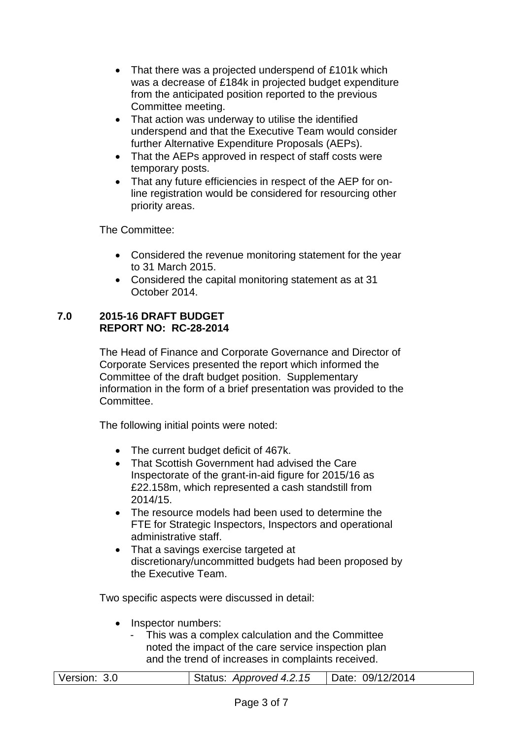- That there was a projected underspend of £101k which was a decrease of £184k in projected budget expenditure from the anticipated position reported to the previous Committee meeting.
- That action was underway to utilise the identified underspend and that the Executive Team would consider further Alternative Expenditure Proposals (AEPs).
- That the AEPs approved in respect of staff costs were temporary posts.
- That any future efficiencies in respect of the AEP for on-line registration would be considered for resourcing other priority areas.

The Committee:

- Considered the revenue monitoring statement for the year to 31 March 2015.
- Considered the capital monitoring statement as at 31 October 2014.

## 7.0 2015-16 DRAFT BUDGET REPORT NO: RC-28-2014

The Head of Finance and Corporate Governance and Director of Corporate Services presented the report which informed the Committee of the draft budget position. Supplementary information in the form of a brief presentation was provided to the Committee.

The following initial points were noted:

- The current budget deficit of 467k.
- That Scottish Government had advised the Care Inspectorate of the grant-in-aid figure for 2015/16 as £22.158m, which represented a cash standstill from 2014/15.
- The resource models had been used to determine the FTE for Strategic Inspectors, Inspectors and operational administrative staff.
- That a savings exercise targeted at discretionary/uncommitted budgets had been proposed by the Executive Team.

Two specific aspects were discussed in detail:

- Inspector numbers:
  - This was a complex calculation and the Committee noted the impact of the care service inspection plan and the trend of increases in complaints received.

| Version: 3.0 | Status: *Approved 4.2.15* | Date: 09/12/2014 |
|---|---|---|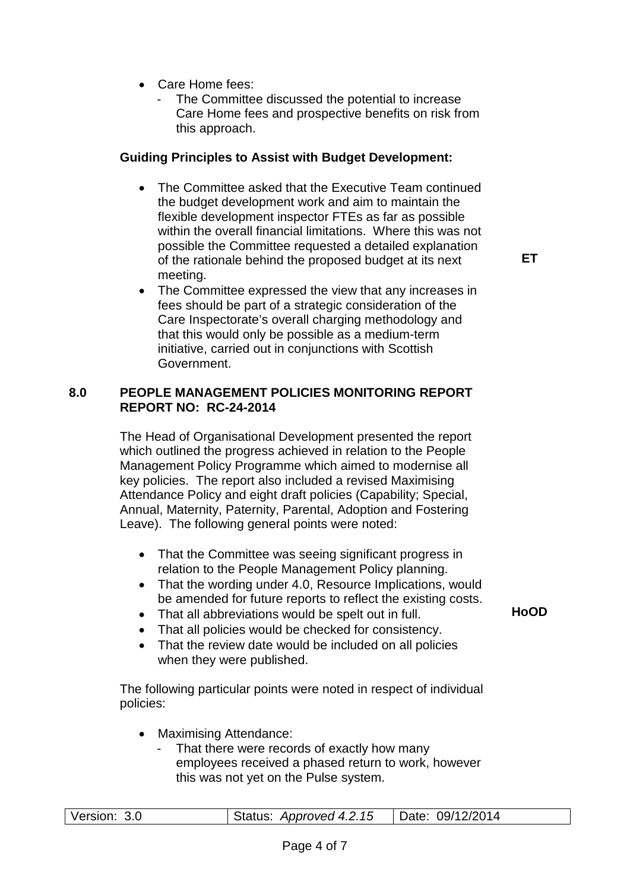- Care Home fees:
  - The Committee discussed the potential to increase Care Home fees and prospective benefits on risk from this approach.

**Guiding Principles to Assist with Budget Development:**

- The Committee asked that the Executive Team continued the budget development work and aim to maintain the flexible development inspector FTEs as far as possible within the overall financial limitations. Where this was not possible the Committee requested a detailed explanation of the rationale behind the proposed budget at its next meeting. **ET**
- The Committee expressed the view that any increases in fees should be part of a strategic consideration of the Care Inspectorate's overall charging methodology and that this would only be possible as a medium-term initiative, carried out in conjunctions with Scottish Government.

## 8.0 PEOPLE MANAGEMENT POLICIES MONITORING REPORT REPORT NO: RC-24-2014

The Head of Organisational Development presented the report which outlined the progress achieved in relation to the People Management Policy Programme which aimed to modernise all key policies. The report also included a revised Maximising Attendance Policy and eight draft policies (Capability; Special, Annual, Maternity, Paternity, Parental, Adoption and Fostering Leave). The following general points were noted:

- That the Committee was seeing significant progress in relation to the People Management Policy planning.
- That the wording under 4.0, Resource Implications, would be amended for future reports to reflect the existing costs.
- That all abbreviations would be spelt out in full. **HoOD**
- That all policies would be checked for consistency.
- That the review date would be included on all policies when they were published.

The following particular points were noted in respect of individual policies:

- Maximising Attendance:
  - That there were records of exactly how many employees received a phased return to work, however this was not yet on the Pulse system.

| Version: 3.0 | Status: *Approved 4.2.15* | Date: 09/12/2014 |
|---|---|---|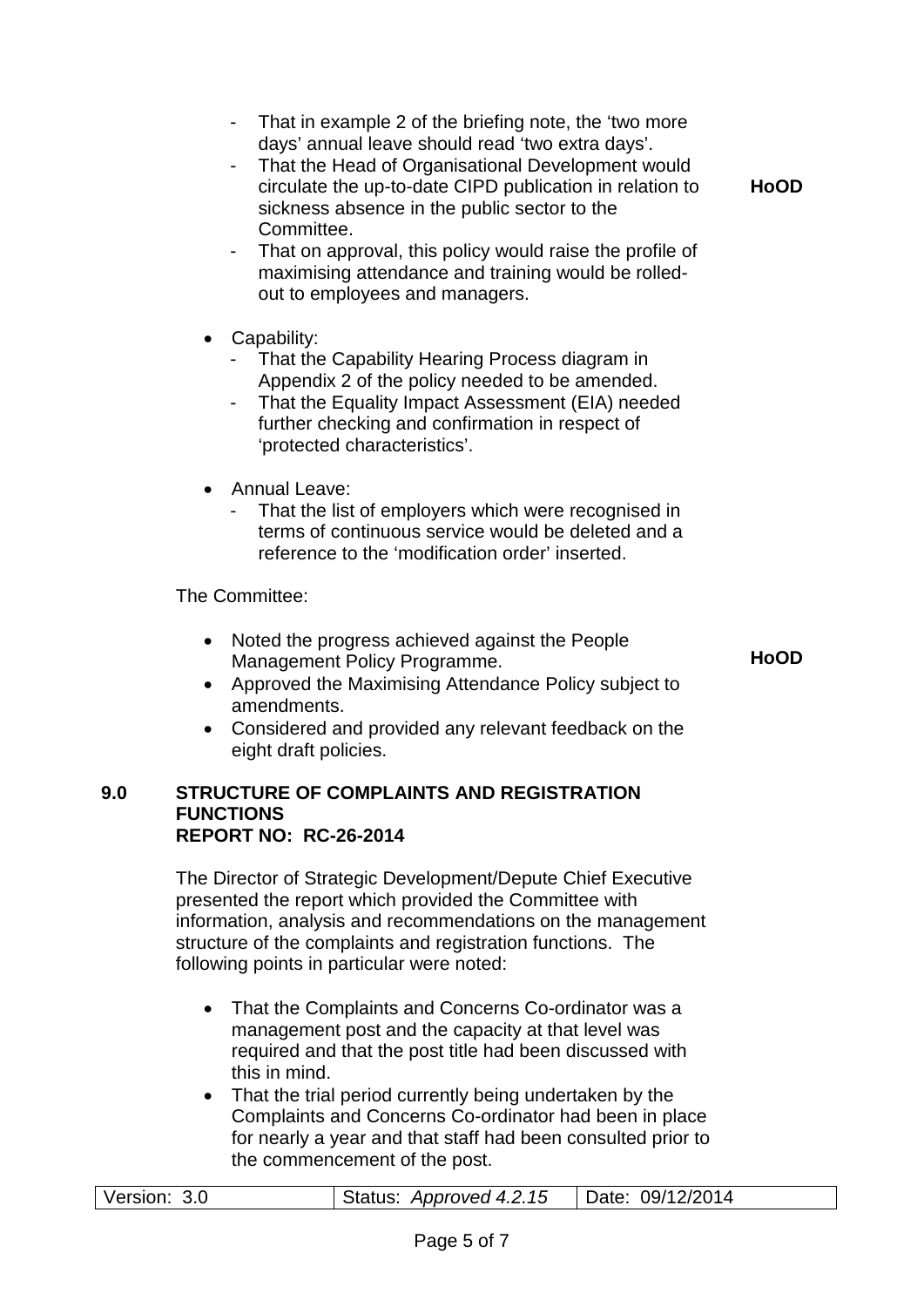- That in example 2 of the briefing note, the 'two more days' annual leave should read 'two extra days'.
  - That the Head of Organisational Development would circulate the up-to-date CIPD publication in relation to sickness absence in the public sector to the Committee. **HoOD**
  - That on approval, this policy would raise the profile of maximising attendance and training would be rolled-out to employees and managers.

- Capability:
  - That the Capability Hearing Process diagram in Appendix 2 of the policy needed to be amended.
  - That the Equality Impact Assessment (EIA) needed further checking and confirmation in respect of 'protected characteristics'.

- Annual Leave:
  - That the list of employers which were recognised in terms of continuous service would be deleted and a reference to the 'modification order' inserted.

The Committee:

- Noted the progress achieved against the People Management Policy Programme.
- Approved the Maximising Attendance Policy subject to amendments. **HoOD**
- Considered and provided any relevant feedback on the eight draft policies.

**9.0 STRUCTURE OF COMPLAINTS AND REGISTRATION FUNCTIONS**
**REPORT NO: RC-26-2014**

The Director of Strategic Development/Depute Chief Executive presented the report which provided the Committee with information, analysis and recommendations on the management structure of the complaints and registration functions. The following points in particular were noted:

- That the Complaints and Concerns Co-ordinator was a management post and the capacity at that level was required and that the post title had been discussed with this in mind.
- That the trial period currently being undertaken by the Complaints and Concerns Co-ordinator had been in place for nearly a year and that staff had been consulted prior to the commencement of the post.

| Version: 3.0 | Status: *Approved 4.2.15* | Date: 09/12/2014 |
|---|---|---|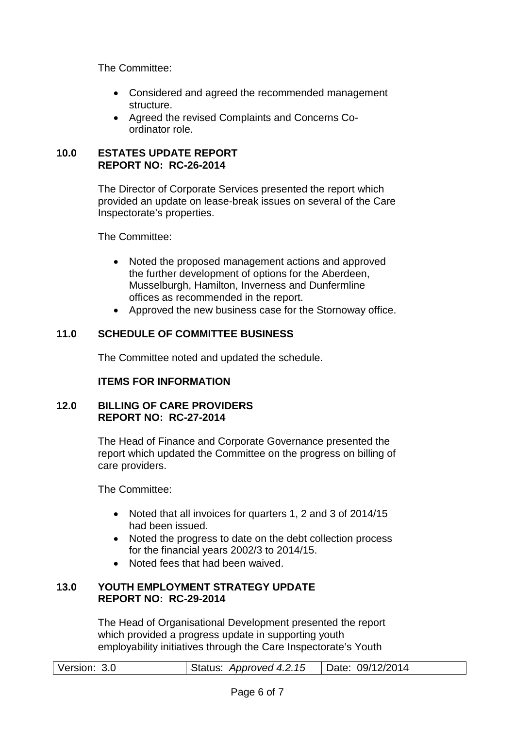The Committee:

- Considered and agreed the recommended management structure.
- Agreed the revised Complaints and Concerns Co-ordinator role.

## 10.0 ESTATES UPDATE REPORT REPORT NO: RC-26-2014

The Director of Corporate Services presented the report which provided an update on lease-break issues on several of the Care Inspectorate's properties.

The Committee:

- Noted the proposed management actions and approved the further development of options for the Aberdeen, Musselburgh, Hamilton, Inverness and Dunfermline offices as recommended in the report.
- Approved the new business case for the Stornoway office.

## 11.0 SCHEDULE OF COMMITTEE BUSINESS

The Committee noted and updated the schedule.

**ITEMS FOR INFORMATION**

## 12.0 BILLING OF CARE PROVIDERS REPORT NO: RC-27-2014

The Head of Finance and Corporate Governance presented the report which updated the Committee on the progress on billing of care providers.

The Committee:

- Noted that all invoices for quarters 1, 2 and 3 of 2014/15 had been issued.
- Noted the progress to date on the debt collection process for the financial years 2002/3 to 2014/15.
- Noted fees that had been waived.

## 13.0 YOUTH EMPLOYMENT STRATEGY UPDATE REPORT NO: RC-29-2014

The Head of Organisational Development presented the report which provided a progress update in supporting youth employability initiatives through the Care Inspectorate's Youth

| Version: 3.0 | Status: *Approved 4.2.15* | Date: 09/12/2014 |
|---|---|---|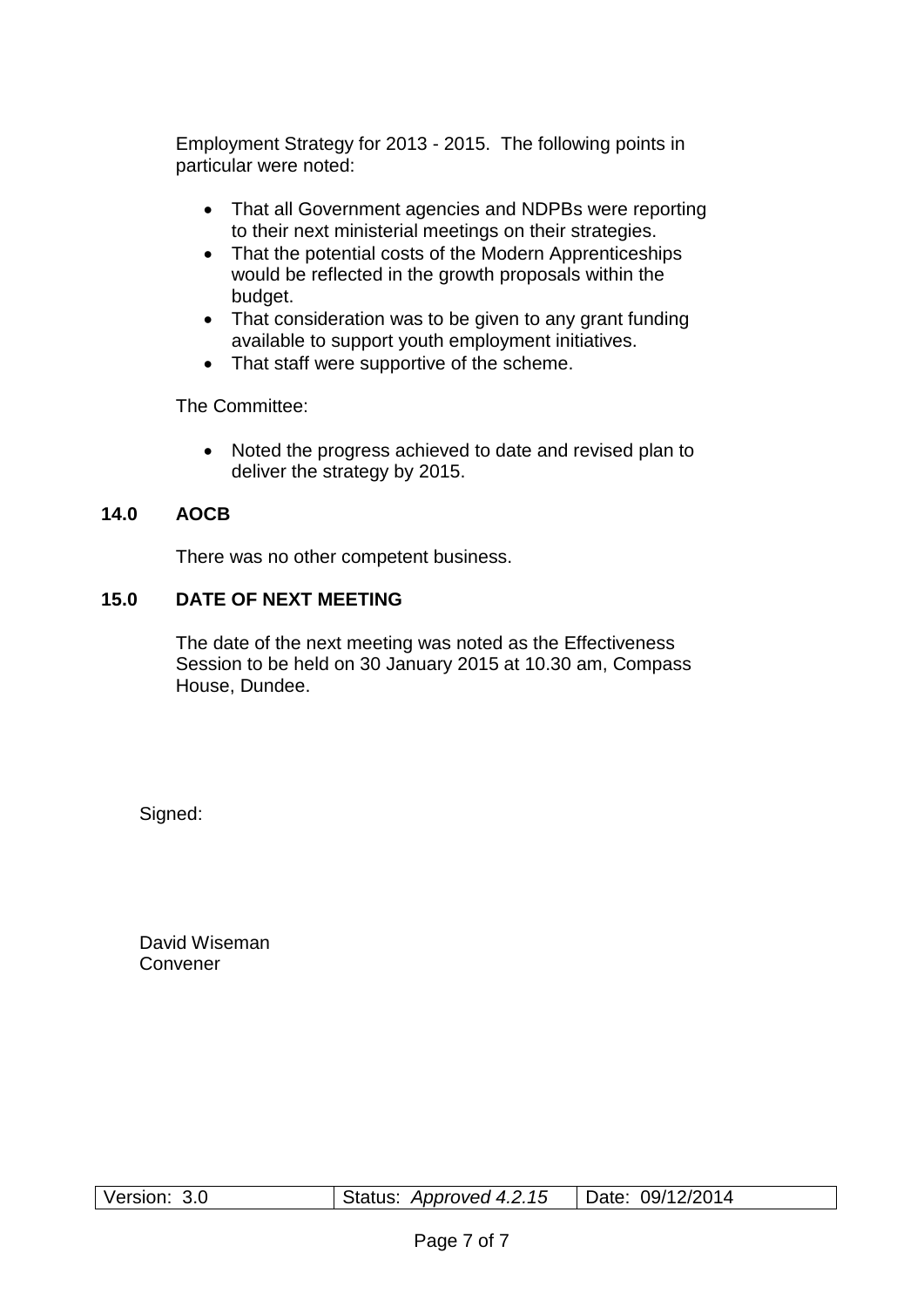Employment Strategy for 2013 - 2015. The following points in particular were noted:

- That all Government agencies and NDPBs were reporting to their next ministerial meetings on their strategies.
- That the potential costs of the Modern Apprenticeships would be reflected in the growth proposals within the budget.
- That consideration was to be given to any grant funding available to support youth employment initiatives.
- That staff were supportive of the scheme.

The Committee:

- Noted the progress achieved to date and revised plan to deliver the strategy by 2015.

## 14.0 AOCB

There was no other competent business.

## 15.0 DATE OF NEXT MEETING

The date of the next meeting was noted as the Effectiveness Session to be held on 30 January 2015 at 10.30 am, Compass House, Dundee.

Signed:

David Wiseman
Convener

| | | |
|---|---|---|
| Version: 3.0 | Status: *Approved 4.2.15* | Date: 09/12/2014 |